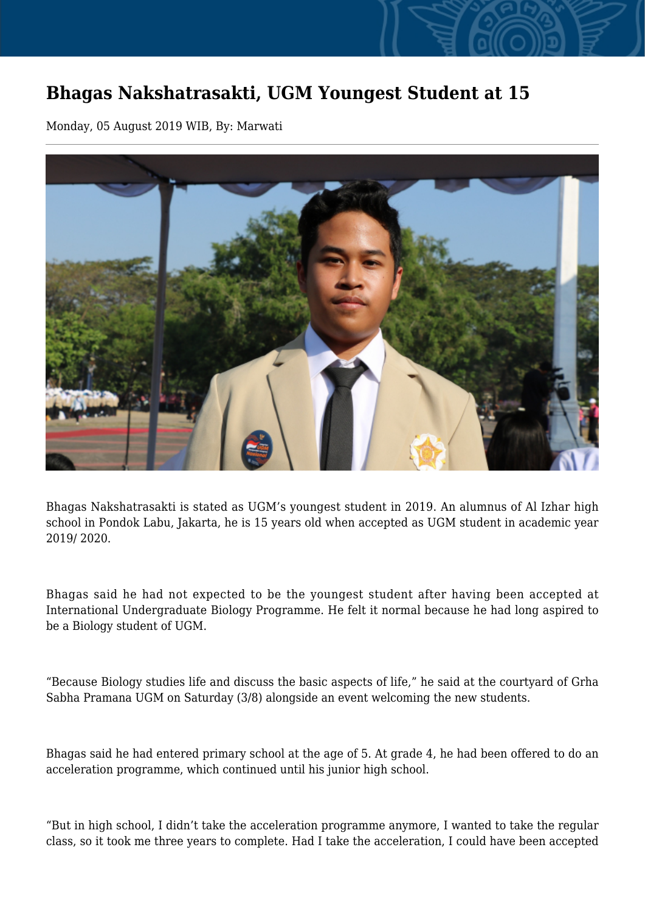# Bhagas Nakshatrasakti, UGM Youngest Student at 15

Monday, 05 August 2019 WIB, By: Marwati

Bhagas Nakshatrasakti is stated as UGM's youngest student in 2019. An alumnus of Al Izhar high school in Pondok Labu, Jakarta, he is 15 years old when accepted as UGM student in academic year 2019/ 2020.

Bhagas said he had not expected to be the youngest student after having been accepted at International Undergraduate Biology Programme. He felt it normal because he had long aspired to be a Biology student of UGM.

"Because Biology studies life and discuss the basic aspects of life," he said at the courtyard of Grha Sabha Pramana UGM on Saturday (3/8) alongside an event welcoming the new students.

Bhagas said he had entered primary school at the age of 5. At grade 4, he had been offered to do an acceleration programme, which continued until his junior high school.

"But in high school, I didn't take the acceleration programme anymore, I wanted to take the regular class, so it took me three years to complete. Had I take the acceleration, I could have been accepted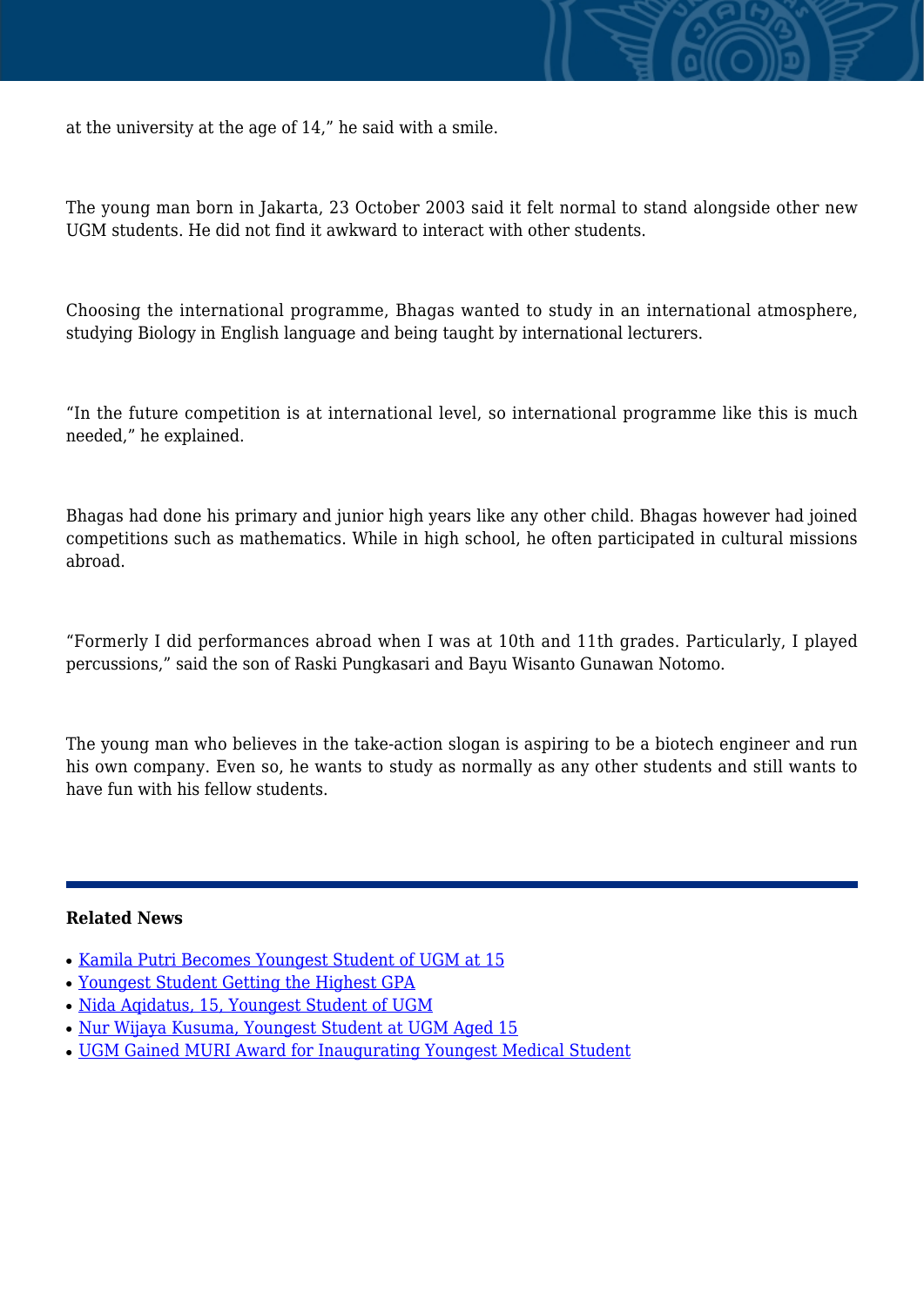at the university at the age of 14," he said with a smile.

The young man born in Jakarta, 23 October 2003 said it felt normal to stand alongside other new UGM students. He did not find it awkward to interact with other students.

Choosing the international programme, Bhagas wanted to study in an international atmosphere, studying Biology in English language and being taught by international lecturers.

"In the future competition is at international level, so international programme like this is much needed," he explained.

Bhagas had done his primary and junior high years like any other child. Bhagas however had joined competitions such as mathematics. While in high school, he often participated in cultural missions abroad.

"Formerly I did performances abroad when I was at 10th and 11th grades. Particularly, I played percussions," said the son of Raski Pungkasari and Bayu Wisanto Gunawan Notomo.

The young man who believes in the take-action slogan is aspiring to be a biotech engineer and run his own company. Even so, he wants to study as normally as any other students and still wants to have fun with his fellow students.

---

**Related News**

- Kamila Putri Becomes Youngest Student of UGM at 15
- Youngest Student Getting the Highest GPA
- Nida Aqidatus, 15, Youngest Student of UGM
- Nur Wijaya Kusuma, Youngest Student at UGM Aged 15
- UGM Gained MURI Award for Inaugurating Youngest Medical Student